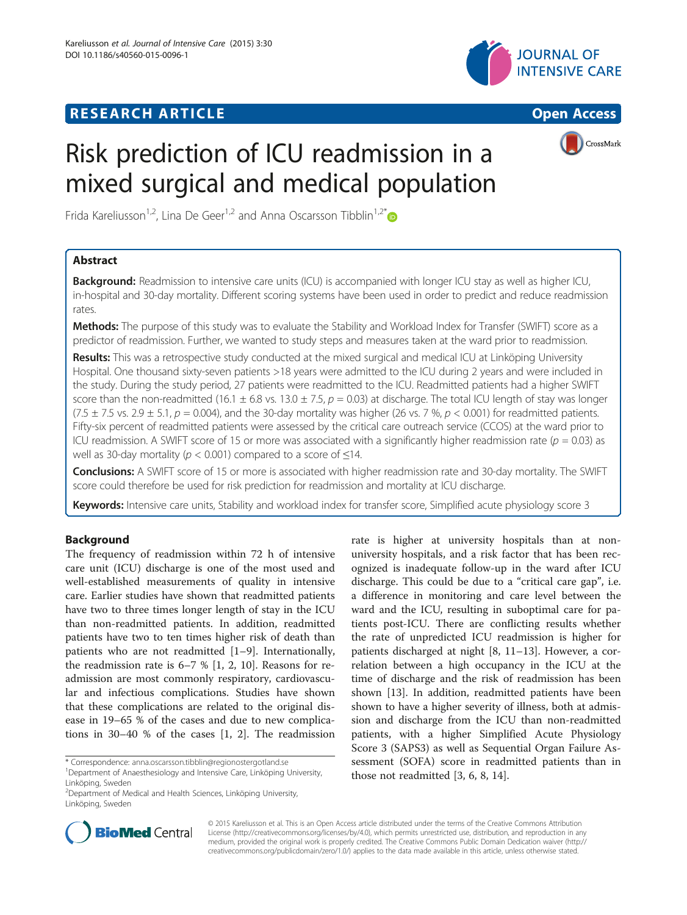RESEARCH ARTICLE

Open Access

# Risk prediction of ICU readmission in a mixed surgical and medical population

Frida Kareliusson[1,2], Lina De Geer[1,2] and Anna Oscarsson Tibblin[1,2*]

## Abstract

**Background:** Readmission to intensive care units (ICU) is accompanied with longer ICU stay as well as higher ICU, in-hospital and 30-day mortality. Different scoring systems have been used in order to predict and reduce readmission rates.

**Methods:** The purpose of this study was to evaluate the Stability and Workload Index for Transfer (SWIFT) score as a predictor of readmission. Further, we wanted to study steps and measures taken at the ward prior to readmission.

**Results:** This was a retrospective study conducted at the mixed surgical and medical ICU at Linköping University Hospital. One thousand sixty-seven patients >18 years were admitted to the ICU during 2 years and were included in the study. During the study period, 27 patients were readmitted to the ICU. Readmitted patients had a higher SWIFT score than the non-readmitted (16.1 ± 6.8 vs. 13.0 ± 7.5, $p = 0.03$) at discharge. The total ICU length of stay was longer (7.5 ± 7.5 vs. 2.9 ± 5.1, $p = 0.004$), and the 30-day mortality was higher (26 vs. 7 %, $p < 0.001$) for readmitted patients. Fifty-six percent of readmitted patients were assessed by the critical care outreach service (CCOS) at the ward prior to ICU readmission. A SWIFT score of 15 or more was associated with a significantly higher readmission rate ($p = 0.03$) as well as 30-day mortality ($p < 0.001$) compared to a score of ≤14.

**Conclusions:** A SWIFT score of 15 or more is associated with higher readmission rate and 30-day mortality. The SWIFT score could therefore be used for risk prediction for readmission and mortality at ICU discharge.

**Keywords:** Intensive care units, Stability and workload index for transfer score, Simplified acute physiology score 3

## Background

The frequency of readmission within 72 h of intensive care unit (ICU) discharge is one of the most used and well-established measurements of quality in intensive care. Earlier studies have shown that readmitted patients have two to three times longer length of stay in the ICU than non-readmitted patients. In addition, readmitted patients have two to ten times higher risk of death than patients who are not readmitted [1–9]. Internationally, the readmission rate is 6–7 % [1, 2, 10]. Reasons for readmission are most commonly respiratory, cardiovascular and infectious complications. Studies have shown that these complications are related to the original disease in 19–65 % of the cases and due to new complications in 30–40 % of the cases [1, 2]. The readmission rate is higher at university hospitals than at non-university hospitals, and a risk factor that has been recognized is inadequate follow-up in the ward after ICU discharge. This could be due to a "critical care gap", i.e. a difference in monitoring and care level between the ward and the ICU, resulting in suboptimal care for patients post-ICU. There are conflicting results whether the rate of unpredicted ICU readmission is higher for patients discharged at night [8, 11–13]. However, a correlation between a high occupancy in the ICU at the time of discharge and the risk of readmission has been shown [13]. In addition, readmitted patients have been shown to have a higher severity of illness, both at admission and discharge from the ICU than non-readmitted patients, with a higher Simplified Acute Physiology Score 3 (SAPS3) as well as Sequential Organ Failure Assessment (SOFA) score in readmitted patients than in those not readmitted [3, 6, 8, 14].

* Correspondence: anna.oscarsson.tibblin@regionostergotland.se
[1]Department of Anaesthesiology and Intensive Care, Linköping University, Linköping, Sweden
[2]Department of Medical and Health Sciences, Linköping University, Linköping, Sweden

© 2015 Kareliusson et al. This is an Open Access article distributed under the terms of the Creative Commons Attribution License (http://creativecommons.org/licenses/by/4.0), which permits unrestricted use, distribution, and reproduction in any medium, provided the original work is properly credited. The Creative Commons Public Domain Dedication waiver (http://creativecommons.org/publicdomain/zero/1.0/) applies to the data made available in this article, unless otherwise stated.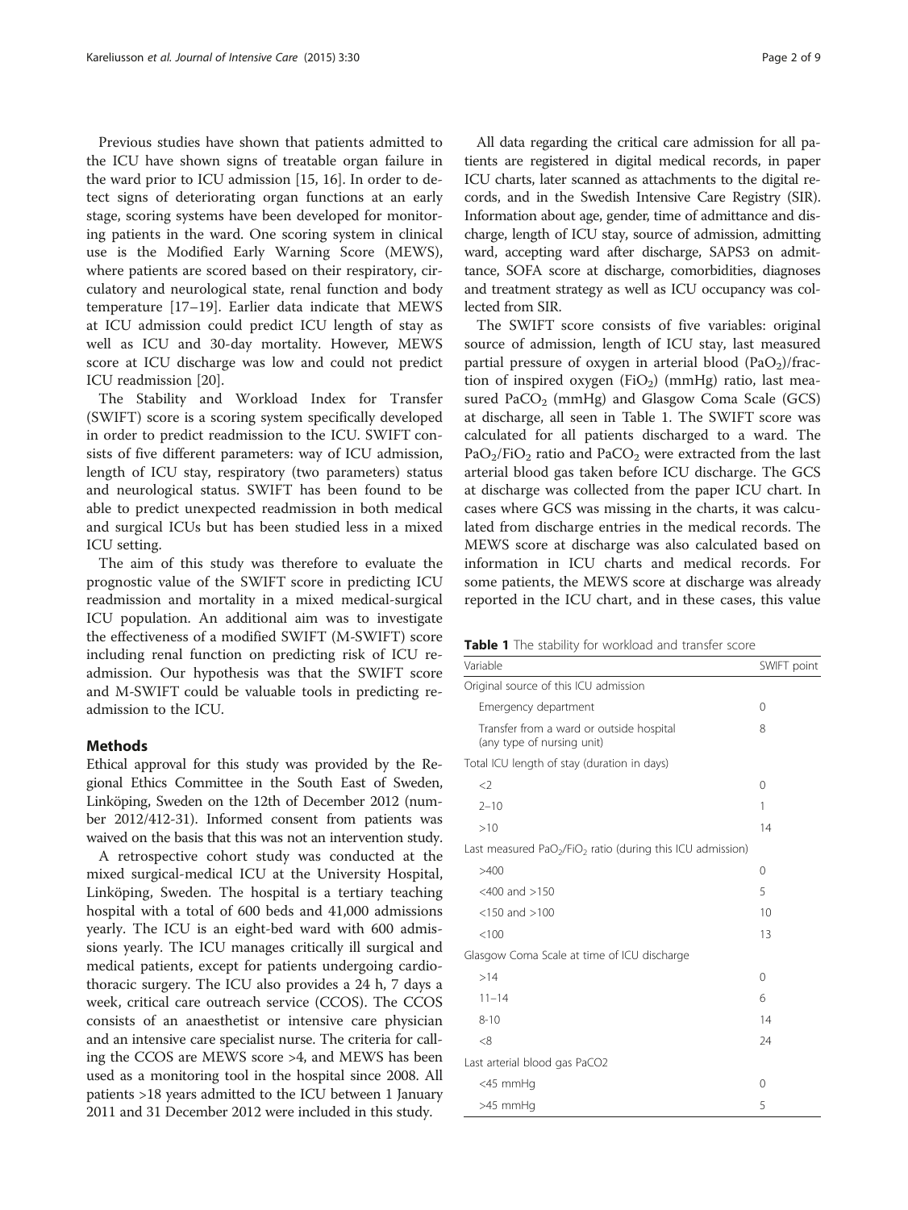Previous studies have shown that patients admitted to the ICU have shown signs of treatable organ failure in the ward prior to ICU admission [15, 16]. In order to detect signs of deteriorating organ functions at an early stage, scoring systems have been developed for monitoring patients in the ward. One scoring system in clinical use is the Modified Early Warning Score (MEWS), where patients are scored based on their respiratory, circulatory and neurological state, renal function and body temperature [17–19]. Earlier data indicate that MEWS at ICU admission could predict ICU length of stay as well as ICU and 30-day mortality. However, MEWS score at ICU discharge was low and could not predict ICU readmission [20].

The Stability and Workload Index for Transfer (SWIFT) score is a scoring system specifically developed in order to predict readmission to the ICU. SWIFT consists of five different parameters: way of ICU admission, length of ICU stay, respiratory (two parameters) status and neurological status. SWIFT has been found to be able to predict unexpected readmission in both medical and surgical ICUs but has been studied less in a mixed ICU setting.

The aim of this study was therefore to evaluate the prognostic value of the SWIFT score in predicting ICU readmission and mortality in a mixed medical-surgical ICU population. An additional aim was to investigate the effectiveness of a modified SWIFT (M-SWIFT) score including renal function on predicting risk of ICU readmission. Our hypothesis was that the SWIFT score and M-SWIFT could be valuable tools in predicting readmission to the ICU.

## Methods

Ethical approval for this study was provided by the Regional Ethics Committee in the South East of Sweden, Linköping, Sweden on the 12th of December 2012 (number 2012/412-31). Informed consent from patients was waived on the basis that this was not an intervention study.

A retrospective cohort study was conducted at the mixed surgical-medical ICU at the University Hospital, Linköping, Sweden. The hospital is a tertiary teaching hospital with a total of 600 beds and 41,000 admissions yearly. The ICU is an eight-bed ward with 600 admissions yearly. The ICU manages critically ill surgical and medical patients, except for patients undergoing cardiothoracic surgery. The ICU also provides a 24 h, 7 days a week, critical care outreach service (CCOS). The CCOS consists of an anaesthetist or intensive care physician and an intensive care specialist nurse. The criteria for calling the CCOS are MEWS score >4, and MEWS has been used as a monitoring tool in the hospital since 2008. All patients >18 years admitted to the ICU between 1 January 2011 and 31 December 2012 were included in this study.

All data regarding the critical care admission for all patients are registered in digital medical records, in paper ICU charts, later scanned as attachments to the digital records, and in the Swedish Intensive Care Registry (SIR). Information about age, gender, time of admittance and discharge, length of ICU stay, source of admission, admitting ward, accepting ward after discharge, SAPS3 on admittance, SOFA score at discharge, comorbidities, diagnoses and treatment strategy as well as ICU occupancy was collected from SIR.

The SWIFT score consists of five variables: original source of admission, length of ICU stay, last measured partial pressure of oxygen in arterial blood ($PaO_2$)/fraction of inspired oxygen ($FiO_2$) (mmHg) ratio, last measured $PaCO_2$ (mmHg) and Glasgow Coma Scale (GCS) at discharge, all seen in Table 1. The SWIFT score was calculated for all patients discharged to a ward. The $PaO_2$/$FiO_2$ ratio and $PaCO_2$ were extracted from the last arterial blood gas taken before ICU discharge. The GCS at discharge was collected from the paper ICU chart. In cases where GCS was missing in the charts, it was calculated from discharge entries in the medical records. The MEWS score at discharge was also calculated based on information in ICU charts and medical records. For some patients, the MEWS score at discharge was already reported in the ICU chart, and in these cases, this value

**Table 1** The stability for workload and transfer score

| Variable | SWIFT point |
|---|---|
| Original source of this ICU admission | |
| Emergency department | 0 |
| Transfer from a ward or outside hospital (any type of nursing unit) | 8 |
| Total ICU length of stay (duration in days) | |
| <2 | 0 |
| 2–10 | 1 |
| >10 | 14 |
| Last measured $PaO_2$/$FiO_2$ ratio (during this ICU admission) | |
| >400 | 0 |
| <400 and >150 | 5 |
| <150 and >100 | 10 |
| <100 | 13 |
| Glasgow Coma Scale at time of ICU discharge | |
| >14 | 0 |
| 11–14 | 6 |
| 8-10 | 14 |
| <8 | 24 |
| Last arterial blood gas PaCO2 | |
| <45 mmHg | 0 |
| >45 mmHg | 5 |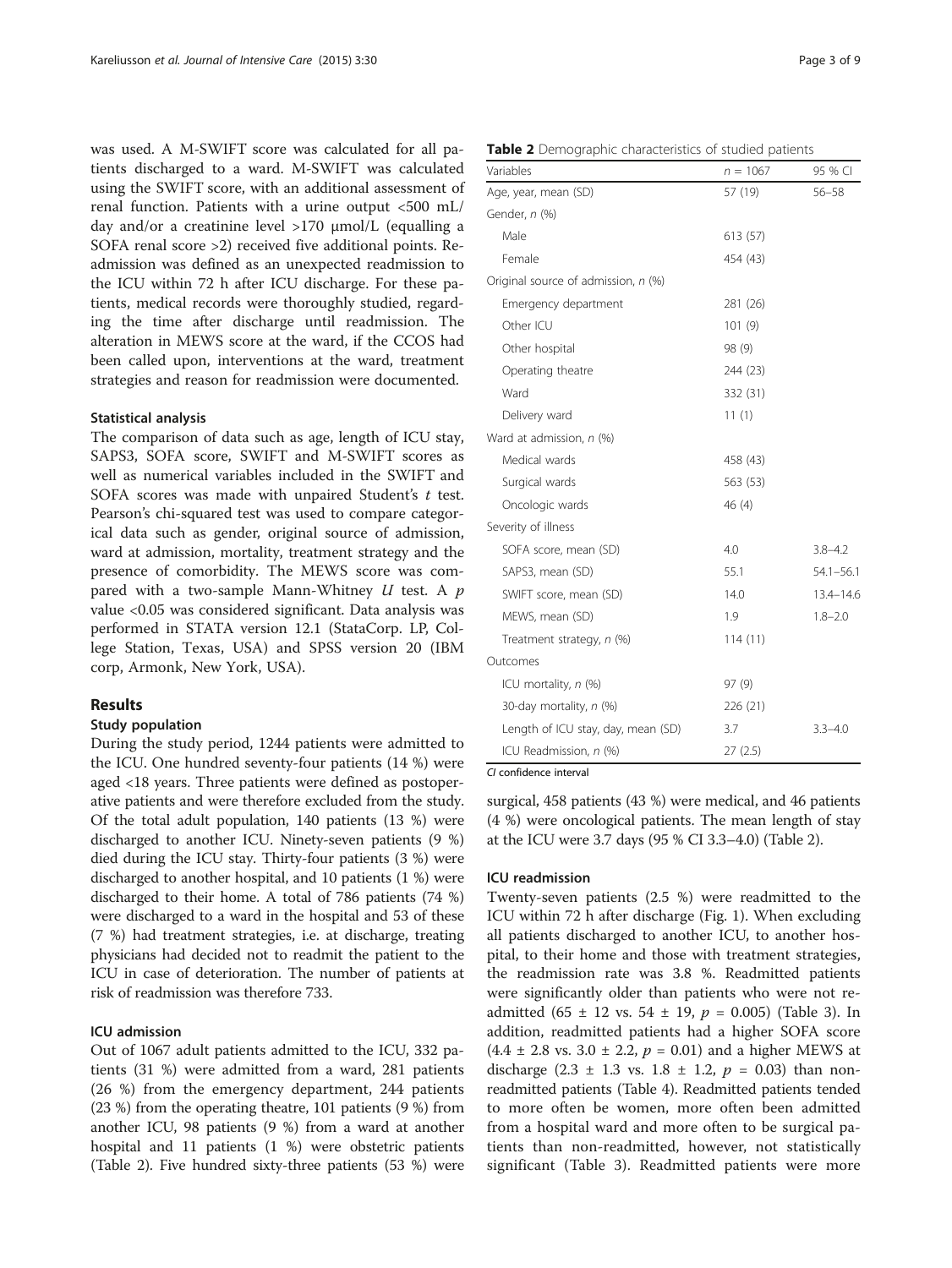was used. A M-SWIFT score was calculated for all patients discharged to a ward. M-SWIFT was calculated using the SWIFT score, with an additional assessment of renal function. Patients with a urine output <500 mL/day and/or a creatinine level >170 μmol/L (equalling a SOFA renal score >2) received five additional points. Readmission was defined as an unexpected readmission to the ICU within 72 h after ICU discharge. For these patients, medical records were thoroughly studied, regarding the time after discharge until readmission. The alteration in MEWS score at the ward, if the CCOS had been called upon, interventions at the ward, treatment strategies and reason for readmission were documented.

### Statistical analysis

The comparison of data such as age, length of ICU stay, SAPS3, SOFA score, SWIFT and M-SWIFT scores as well as numerical variables included in the SWIFT and SOFA scores was made with unpaired Student's *t* test. Pearson's chi-squared test was used to compare categorical data such as gender, original source of admission, ward at admission, mortality, treatment strategy and the presence of comorbidity. The MEWS score was compared with a two-sample Mann-Whitney *U* test. A *p* value <0.05 was considered significant. Data analysis was performed in STATA version 12.1 (StataCorp. LP, College Station, Texas, USA) and SPSS version 20 (IBM corp, Armonk, New York, USA).

## Results

### Study population

During the study period, 1244 patients were admitted to the ICU. One hundred seventy-four patients (14 %) were aged <18 years. Three patients were defined as postoperative patients and were therefore excluded from the study. Of the total adult population, 140 patients (13 %) were discharged to another ICU. Ninety-seven patients (9 %) died during the ICU stay. Thirty-four patients (3 %) were discharged to another hospital, and 10 patients (1 %) were discharged to their home. A total of 786 patients (74 %) were discharged to a ward in the hospital and 53 of these (7 %) had treatment strategies, i.e. at discharge, treating physicians had decided not to readmit the patient to the ICU in case of deterioration. The number of patients at risk of readmission was therefore 733.

### ICU admission

Out of 1067 adult patients admitted to the ICU, 332 patients (31 %) were admitted from a ward, 281 patients (26 %) from the emergency department, 244 patients (23 %) from the operating theatre, 101 patients (9 %) from another ICU, 98 patients (9 %) from a ward at another hospital and 11 patients (1 %) were obstetric patients (Table 2). Five hundred sixty-three patients (53 %) were surgical, 458 patients (43 %) were medical, and 46 patients (4 %) were oncological patients. The mean length of stay at the ICU were 3.7 days (95 % CI 3.3–4.0) (Table 2).

**Table 2** Demographic characteristics of studied patients

| Variables | *n* = 1067 | 95 % CI |
|---|---|---|
| Age, year, mean (SD) | 57 (19) | 56–58 |
| Gender, *n* (%) | | |
| Male | 613 (57) | |
| Female | 454 (43) | |
| Original source of admission, *n* (%) | | |
| Emergency department | 281 (26) | |
| Other ICU | 101 (9) | |
| Other hospital | 98 (9) | |
| Operating theatre | 244 (23) | |
| Ward | 332 (31) | |
| Delivery ward | 11 (1) | |
| Ward at admission, *n* (%) | | |
| Medical wards | 458 (43) | |
| Surgical wards | 563 (53) | |
| Oncologic wards | 46 (4) | |
| Severity of illness | | |
| SOFA score, mean (SD) | 4.0 | 3.8–4.2 |
| SAPS3, mean (SD) | 55.1 | 54.1–56.1 |
| SWIFT score, mean (SD) | 14.0 | 13.4–14.6 |
| MEWS, mean (SD) | 1.9 | 1.8–2.0 |
| Treatment strategy, *n* (%) | 114 (11) | |
| Outcomes | | |
| ICU mortality, *n* (%) | 97 (9) | |
| 30-day mortality, *n* (%) | 226 (21) | |
| Length of ICU stay, day, mean (SD) | 3.7 | 3.3–4.0 |
| ICU Readmission, *n* (%) | 27 (2.5) | |

*CI* confidence interval

### ICU readmission

Twenty-seven patients (2.5 %) were readmitted to the ICU within 72 h after discharge (Fig. 1). When excluding all patients discharged to another ICU, to another hospital, to their home and those with treatment strategies, the readmission rate was 3.8 %. Readmitted patients were significantly older than patients who were not readmitted (65 ± 12 vs. 54 ± 19, $p$ = 0.005) (Table 3). In addition, readmitted patients had a higher SOFA score (4.4 ± 2.8 vs. 3.0 ± 2.2, $p$ = 0.01) and a higher MEWS at discharge (2.3 ± 1.3 vs. 1.8 ± 1.2, $p$ = 0.03) than non-readmitted patients (Table 4). Readmitted patients tended to more often be women, more often been admitted from a hospital ward and more often to be surgical patients than non-readmitted, however, not statistically significant (Table 3). Readmitted patients were more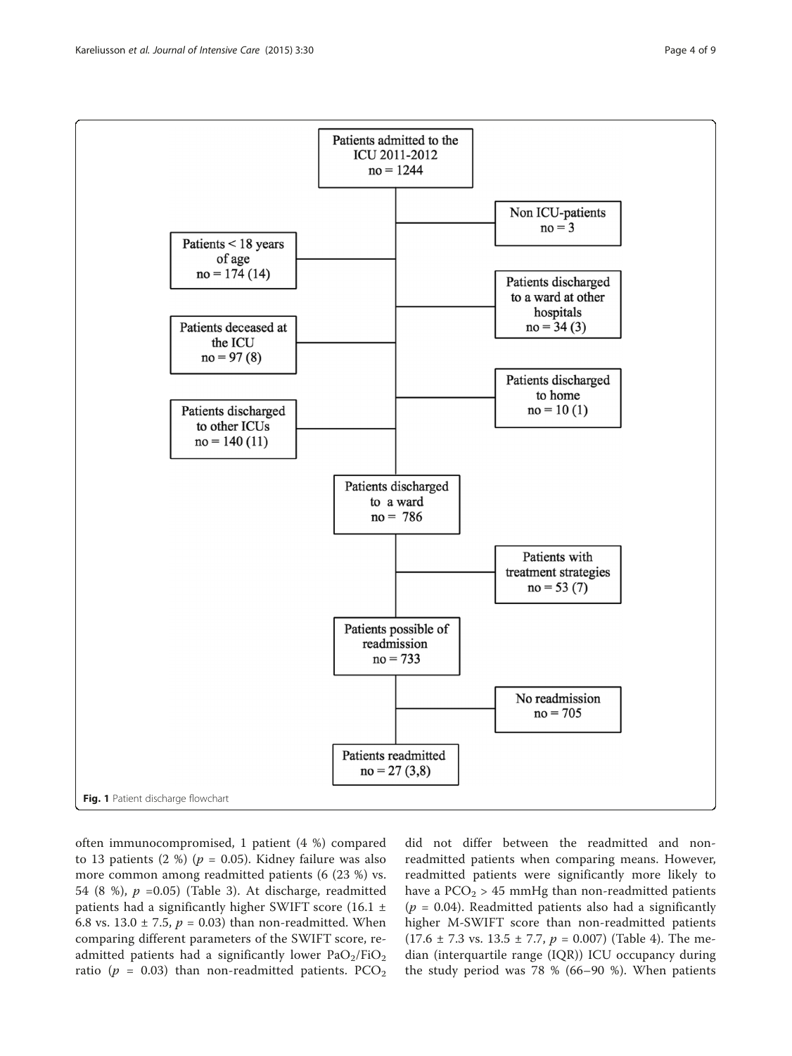Patients admitted to the ICU 2011-2012
no = 1244

Non ICU-patients
no = 3

Patients < 18 years of age
no = 174 (14)

Patients discharged to a ward at other hospitals
no = 34 (3)

Patients deceased at the ICU
no = 97 (8)

Patients discharged to home
no = 10 (1)

Patients discharged to other ICUs
no = 140 (11)

Patients discharged to a ward
no = 786

Patients with treatment strategies
no = 53 (7)

Patients possible of readmission
no = 733

No readmission
no = 705

Patients readmitted
no = 27 (3,8)

**Fig. 1** Patient discharge flowchart

often immunocompromised, 1 patient (4 %) compared to 13 patients (2 %) ($p$ = 0.05). Kidney failure was also more common among readmitted patients (6 (23 %) vs. 54 (8 %), $p$ =0.05) (Table 3). At discharge, readmitted patients had a significantly higher SWIFT score (16.1 ± 6.8 vs. 13.0 ± 7.5, $p$ = 0.03) than non-readmitted. When comparing different parameters of the SWIFT score, readmitted patients had a significantly lower $PaO_2/FiO_2$ ratio ($p$ = 0.03) than non-readmitted patients. $PCO_2$ did not differ between the readmitted and non-readmitted patients when comparing means. However, readmitted patients were significantly more likely to have a $PCO_2$ > 45 mmHg than non-readmitted patients ($p$ = 0.04). Readmitted patients also had a significantly higher M-SWIFT score than non-readmitted patients (17.6 ± 7.3 vs. 13.5 ± 7.7, $p$ = 0.007) (Table 4). The median (interquartile range (IQR)) ICU occupancy during the study period was 78 % (66–90 %). When patients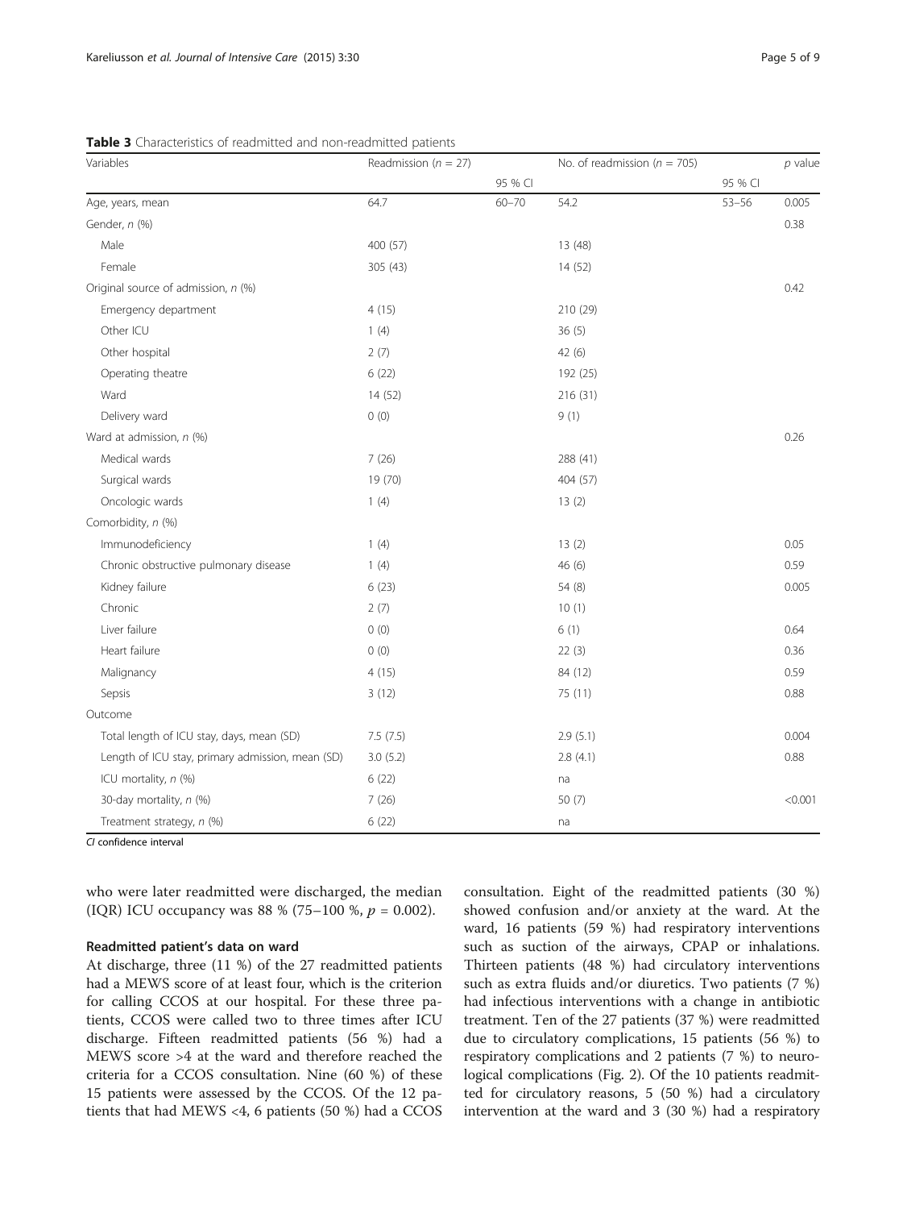**Table 3** Characteristics of readmitted and non-readmitted patients

| Variables | Readmission ($n$ = 27) | | No. of readmission ($n$ = 705) | | $p$ value |
|---|---|---|---|---|---|
| | | 95 % CI | | 95 % CI | |
| Age, years, mean | 64.7 | 60–70 | 54.2 | 53–56 | 0.005 |
| Gender, $n$ (%) | | | | | 0.38 |
| Male | 400 (57) | | 13 (48) | | |
| Female | 305 (43) | | 14 (52) | | |
| Original source of admission, $n$ (%) | | | | | 0.42 |
| Emergency department | 4 (15) | | 210 (29) | | |
| Other ICU | 1 (4) | | 36 (5) | | |
| Other hospital | 2 (7) | | 42 (6) | | |
| Operating theatre | 6 (22) | | 192 (25) | | |
| Ward | 14 (52) | | 216 (31) | | |
| Delivery ward | 0 (0) | | 9 (1) | | |
| Ward at admission, $n$ (%) | | | | | 0.26 |
| Medical wards | 7 (26) | | 288 (41) | | |
| Surgical wards | 19 (70) | | 404 (57) | | |
| Oncologic wards | 1 (4) | | 13 (2) | | |
| Comorbidity, $n$ (%) | | | | | |
| Immunodeficiency | 1 (4) | | 13 (2) | | 0.05 |
| Chronic obstructive pulmonary disease | 1 (4) | | 46 (6) | | 0.59 |
| Kidney failure | 6 (23) | | 54 (8) | | 0.005 |
| Chronic | 2 (7) | | 10 (1) | | |
| Liver failure | 0 (0) | | 6 (1) | | 0.64 |
| Heart failure | 0 (0) | | 22 (3) | | 0.36 |
| Malignancy | 4 (15) | | 84 (12) | | 0.59 |
| Sepsis | 3 (12) | | 75 (11) | | 0.88 |
| Outcome | | | | | |
| Total length of ICU stay, days, mean (SD) | 7.5 (7.5) | | 2.9 (5.1) | | 0.004 |
| Length of ICU stay, primary admission, mean (SD) | 3.0 (5.2) | | 2.8 (4.1) | | 0.88 |
| ICU mortality, $n$ (%) | 6 (22) | | na | | |
| 30-day mortality, $n$ (%) | 7 (26) | | 50 (7) | | <0.001 |
| Treatment strategy, $n$ (%) | 6 (22) | | na | | |

*CI* confidence interval

who were later readmitted were discharged, the median (IQR) ICU occupancy was 88 % (75–100 %, $p = 0.002$).

### Readmitted patient's data on ward

At discharge, three (11 %) of the 27 readmitted patients had a MEWS score of at least four, which is the criterion for calling CCOS at our hospital. For these three patients, CCOS were called two to three times after ICU discharge. Fifteen readmitted patients (56 %) had a MEWS score >4 at the ward and therefore reached the criteria for a CCOS consultation. Nine (60 %) of these 15 patients were assessed by the CCOS. Of the 12 patients that had MEWS <4, 6 patients (50 %) had a CCOS consultation. Eight of the readmitted patients (30 %) showed confusion and/or anxiety at the ward. At the ward, 16 patients (59 %) had respiratory interventions such as suction of the airways, CPAP or inhalations. Thirteen patients (48 %) had circulatory interventions such as extra fluids and/or diuretics. Two patients (7 %) had infectious interventions with a change in antibiotic treatment. Ten of the 27 patients (37 %) were readmitted due to circulatory complications, 15 patients (56 %) to respiratory complications and 2 patients (7 %) to neurological complications (Fig. 2). Of the 10 patients readmitted for circulatory reasons, 5 (50 %) had a circulatory intervention at the ward and 3 (30 %) had a respiratory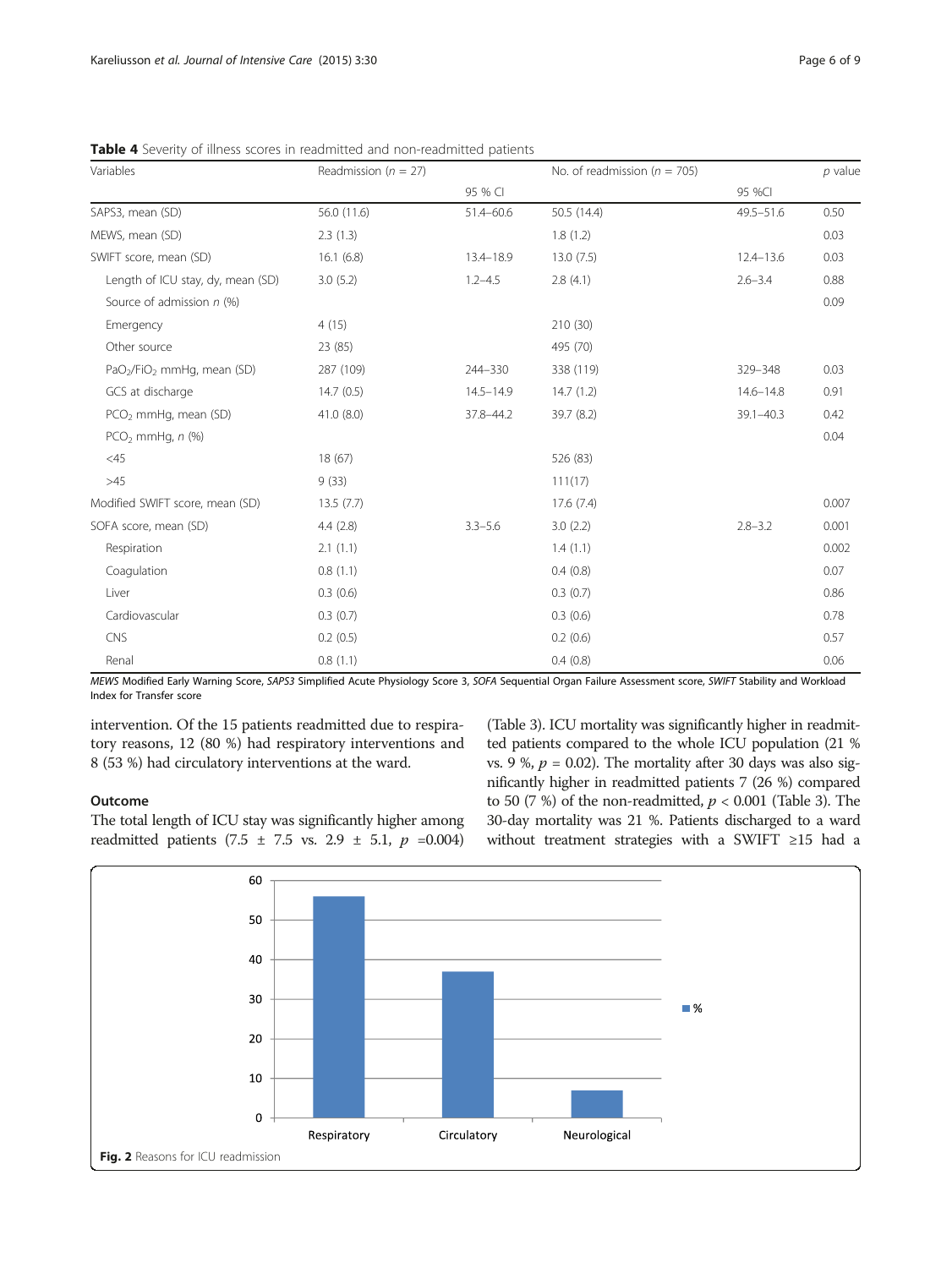**Table 4** Severity of illness scores in readmitted and non-readmitted patients

| Variables | Readmission ($n$ = 27) | | No. of readmission ($n$ = 705) | | $p$ value |
|---|---|---|---|---|---|
| | | 95 % CI | | 95 %CI | |
| SAPS3, mean (SD) | 56.0 (11.6) | 51.4–60.6 | 50.5 (14.4) | 49.5–51.6 | 0.50 |
| MEWS, mean (SD) | 2.3 (1.3) | | 1.8 (1.2) | | 0.03 |
| SWIFT score, mean (SD) | 16.1 (6.8) | 13.4–18.9 | 13.0 (7.5) | 12.4–13.6 | 0.03 |
| Length of ICU stay, dy, mean (SD) | 3.0 (5.2) | 1.2–4.5 | 2.8 (4.1) | 2.6–3.4 | 0.88 |
| Source of admission $n$ (%) | | | | | 0.09 |
| Emergency | 4 (15) | | 210 (30) | | |
| Other source | 23 (85) | | 495 (70) | | |
| $PaO_2/FiO_2$ mmHg, mean (SD) | 287 (109) | 244–330 | 338 (119) | 329–348 | 0.03 |
| GCS at discharge | 14.7 (0.5) | 14.5–14.9 | 14.7 (1.2) | 14.6–14.8 | 0.91 |
| $PCO_2$ mmHg, mean (SD) | 41.0 (8.0) | 37.8–44.2 | 39.7 (8.2) | 39.1–40.3 | 0.42 |
| $PCO_2$ mmHg, $n$ (%) | | | | | 0.04 |
| <45 | 18 (67) | | 526 (83) | | |
| >45 | 9 (33) | | 111(17) | | |
| Modified SWIFT score, mean (SD) | 13.5 (7.7) | | 17.6 (7.4) | | 0.007 |
| SOFA score, mean (SD) | 4.4 (2.8) | 3.3–5.6 | 3.0 (2.2) | 2.8–3.2 | 0.001 |
| Respiration | 2.1 (1.1) | | 1.4 (1.1) | | 0.002 |
| Coagulation | 0.8 (1.1) | | 0.4 (0.8) | | 0.07 |
| Liver | 0.3 (0.6) | | 0.3 (0.7) | | 0.86 |
| Cardiovascular | 0.3 (0.7) | | 0.3 (0.6) | | 0.78 |
| CNS | 0.2 (0.5) | | 0.2 (0.6) | | 0.57 |
| Renal | 0.8 (1.1) | | 0.4 (0.8) | | 0.06 |

*MEWS* Modified Early Warning Score, *SAPS3* Simplified Acute Physiology Score 3, *SOFA* Sequential Organ Failure Assessment score, *SWIFT* Stability and Workload Index for Transfer score

intervention. Of the 15 patients readmitted due to respiratory reasons, 12 (80 %) had respiratory interventions and 8 (53 %) had circulatory interventions at the ward.

### Outcome

The total length of ICU stay was significantly higher among readmitted patients (7.5 ± 7.5 vs. 2.9 ± 5.1, $p$ =0.004) (Table 3). ICU mortality was significantly higher in readmitted patients compared to the whole ICU population (21 % vs. 9 %, $p$ = 0.02). The mortality after 30 days was also significantly higher in readmitted patients 7 (26 %) compared to 50 (7 %) of the non-readmitted, $p$ < 0.001 (Table 3). The 30-day mortality was 21 %. Patients discharged to a ward without treatment strategies with a SWIFT ≥15 had a

**Fig. 2** Reasons for ICU readmission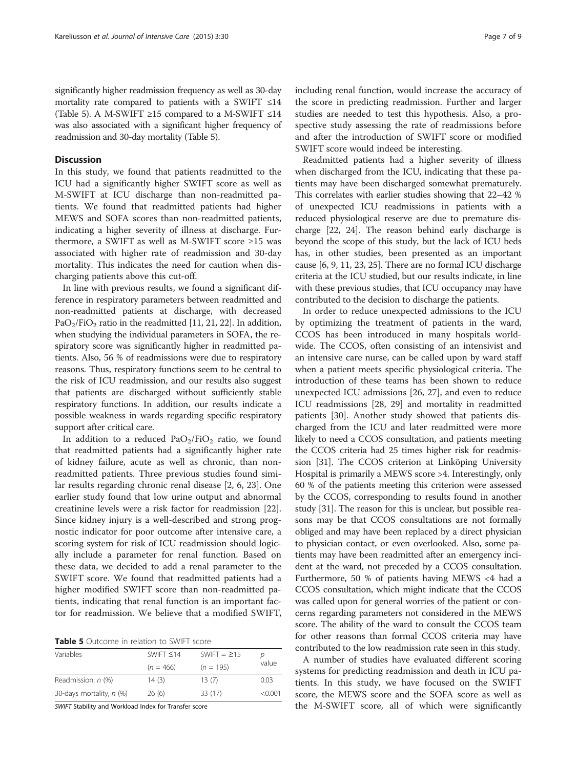significantly higher readmission frequency as well as 30-day mortality rate compared to patients with a SWIFT ≤14 (Table 5). A M-SWIFT ≥15 compared to a M-SWIFT ≤14 was also associated with a significant higher frequency of readmission and 30-day mortality (Table 5).

## Discussion

In this study, we found that patients readmitted to the ICU had a significantly higher SWIFT score as well as M-SWIFT at ICU discharge than non-readmitted patients. We found that readmitted patients had higher MEWS and SOFA scores than non-readmitted patients, indicating a higher severity of illness at discharge. Furthermore, a SWIFT as well as M-SWIFT score ≥15 was associated with higher rate of readmission and 30-day mortality. This indicates the need for caution when discharging patients above this cut-off.

In line with previous results, we found a significant difference in respiratory parameters between readmitted and non-readmitted patients at discharge, with decreased $PaO_2/FiO_2$ ratio in the readmitted [11, 21, 22]. In addition, when studying the individual parameters in SOFA, the respiratory score was significantly higher in readmitted patients. Also, 56 % of readmissions were due to respiratory reasons. Thus, respiratory functions seem to be central to the risk of ICU readmission, and our results also suggest that patients are discharged without sufficiently stable respiratory functions. In addition, our results indicate a possible weakness in wards regarding specific respiratory support after critical care.

In addition to a reduced $PaO_2/FiO_2$ ratio, we found that readmitted patients had a significantly higher rate of kidney failure, acute as well as chronic, than non-readmitted patients. Three previous studies found similar results regarding chronic renal disease [2, 6, 23]. One earlier study found that low urine output and abnormal creatinine levels were a risk factor for readmission [22]. Since kidney injury is a well-described and strong prognostic indicator for poor outcome after intensive care, a scoring system for risk of ICU readmission should logically include a parameter for renal function. Based on these data, we decided to add a renal parameter to the SWIFT score. We found that readmitted patients had a higher modified SWIFT score than non-readmitted patients, indicating that renal function is an important factor for readmission. We believe that a modified SWIFT, including renal function, would increase the accuracy of the score in predicting readmission. Further and larger studies are needed to test this hypothesis. Also, a prospective study assessing the rate of readmissions before and after the introduction of SWIFT score or modified SWIFT score would indeed be interesting.

**Table 5** Outcome in relation to SWIFT score

| Variables | SWIFT ≤14 | SWIFT = ≥15 | p value |
|---|---|---|---|
| | (n = 466) | (n = 195) | |
| Readmission, n (%) | 14 (3) | 13 (7) | 0.03 |
| 30-days mortality, n (%) | 26 (6) | 33 (17) | <0.001 |

*SWIFT* Stability and Workload Index for Transfer score

Readmitted patients had a higher severity of illness when discharged from the ICU, indicating that these patients may have been discharged somewhat prematurely. This correlates with earlier studies showing that 22–42 % of unexpected ICU readmissions in patients with a reduced physiological reserve are due to premature discharge [22, 24]. The reason behind early discharge is beyond the scope of this study, but the lack of ICU beds has, in other studies, been presented as an important cause [6, 9, 11, 23, 25]. There are no formal ICU discharge criteria at the ICU studied, but our results indicate, in line with these previous studies, that ICU occupancy may have contributed to the decision to discharge the patients.

In order to reduce unexpected admissions to the ICU by optimizing the treatment of patients in the ward, CCOS has been introduced in many hospitals worldwide. The CCOS, often consisting of an intensivist and an intensive care nurse, can be called upon by ward staff when a patient meets specific physiological criteria. The introduction of these teams has been shown to reduce unexpected ICU admissions [26, 27], and even to reduce ICU readmissions [28, 29] and mortality in readmitted patients [30]. Another study showed that patients discharged from the ICU and later readmitted were more likely to need a CCOS consultation, and patients meeting the CCOS criteria had 25 times higher risk for readmission [31]. The CCOS criterion at Linköping University Hospital is primarily a MEWS score >4. Interestingly, only 60 % of the patients meeting this criterion were assessed by the CCOS, corresponding to results found in another study [31]. The reason for this is unclear, but possible reasons may be that CCOS consultations are not formally obliged and may have been replaced by a direct physician to physician contact, or even overlooked. Also, some patients may have been readmitted after an emergency incident at the ward, not preceded by a CCOS consultation. Furthermore, 50 % of patients having MEWS <4 had a CCOS consultation, which might indicate that the CCOS was called upon for general worries of the patient or concerns regarding parameters not considered in the MEWS score. The ability of the ward to consult the CCOS team for other reasons than formal CCOS criteria may have contributed to the low readmission rate seen in this study.

A number of studies have evaluated different scoring systems for predicting readmission and death in ICU patients. In this study, we have focused on the SWIFT score, the MEWS score and the SOFA score as well as the M-SWIFT score, all of which were significantly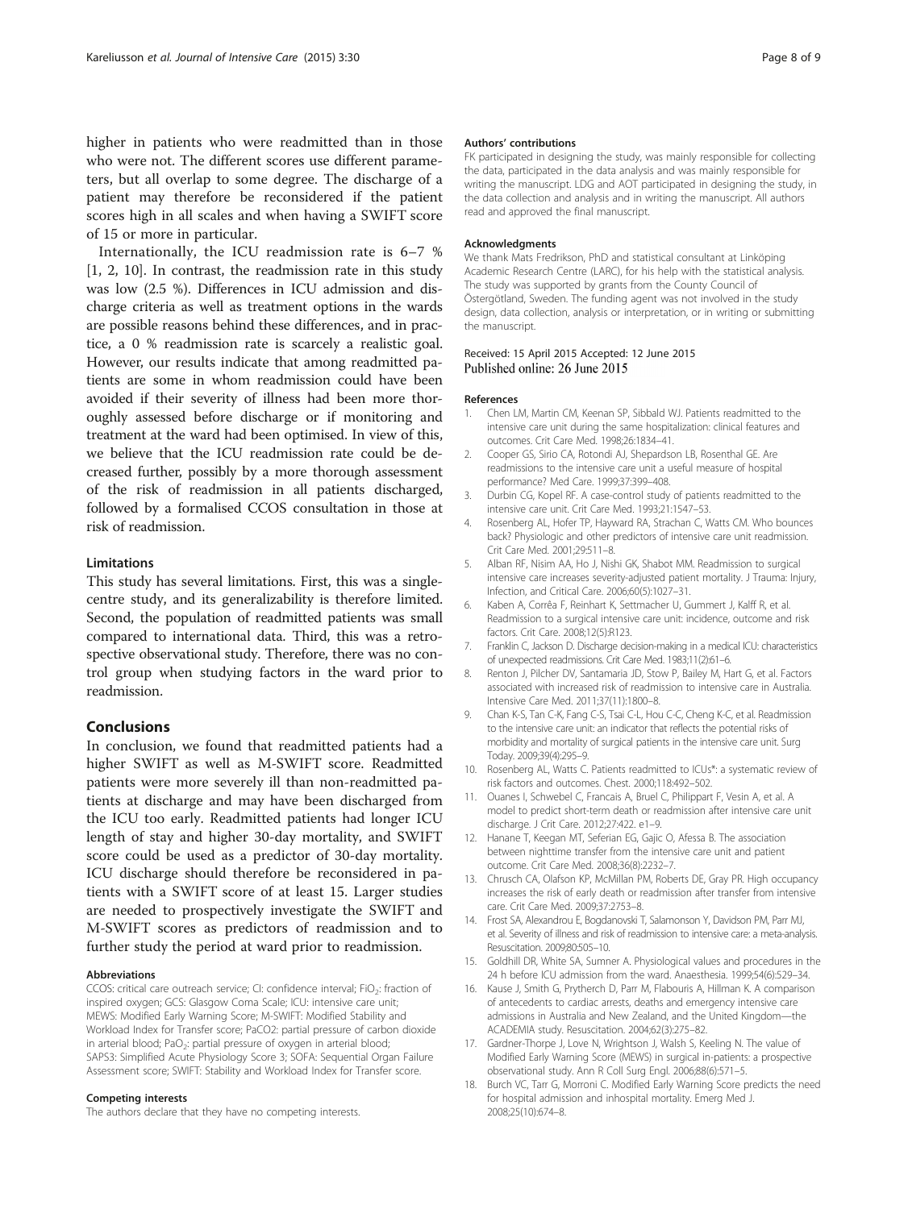higher in patients who were readmitted than in those who were not. The different scores use different parameters, but all overlap to some degree. The discharge of a patient may therefore be reconsidered if the patient scores high in all scales and when having a SWIFT score of 15 or more in particular.

Internationally, the ICU readmission rate is 6–7 % [1, 2, 10]. In contrast, the readmission rate in this study was low (2.5 %). Differences in ICU admission and discharge criteria as well as treatment options in the wards are possible reasons behind these differences, and in practice, a 0 % readmission rate is scarcely a realistic goal. However, our results indicate that among readmitted patients are some in whom readmission could have been avoided if their severity of illness had been more thoroughly assessed before discharge or if monitoring and treatment at the ward had been optimised. In view of this, we believe that the ICU readmission rate could be decreased further, possibly by a more thorough assessment of the risk of readmission in all patients discharged, followed by a formalised CCOS consultation in those at risk of readmission.

### Limitations

This study has several limitations. First, this was a single-centre study, and its generalizability is therefore limited. Second, the population of readmitted patients was small compared to international data. Third, this was a retrospective observational study. Therefore, there was no control group when studying factors in the ward prior to readmission.

## Conclusions

In conclusion, we found that readmitted patients had a higher SWIFT as well as M-SWIFT score. Readmitted patients were more severely ill than non-readmitted patients at discharge and may have been discharged from the ICU too early. Readmitted patients had longer ICU length of stay and higher 30-day mortality, and SWIFT score could be used as a predictor of 30-day mortality. ICU discharge should therefore be reconsidered in patients with a SWIFT score of at least 15. Larger studies are needed to prospectively investigate the SWIFT and M-SWIFT scores as predictors of readmission and to further study the period at ward prior to readmission.

#### Abbreviations

CCOS: critical care outreach service; CI: confidence interval; $FiO_2$: fraction of inspired oxygen; GCS: Glasgow Coma Scale; ICU: intensive care unit; MEWS: Modified Early Warning Score; M-SWIFT: Modified Stability and Workload Index for Transfer score; PaCO2: partial pressure of carbon dioxide in arterial blood; $PaO_2$: partial pressure of oxygen in arterial blood; SAPS3: Simplified Acute Physiology Score 3; SOFA: Sequential Organ Failure Assessment score; SWIFT: Stability and Workload Index for Transfer score.

#### Competing interests

The authors declare that they have no competing interests.

#### Authors' contributions

FK participated in designing the study, was mainly responsible for collecting the data, participated in the data analysis and was mainly responsible for writing the manuscript. LDG and AOT participated in designing the study, in the data collection and analysis and in writing the manuscript. All authors read and approved the final manuscript.

#### Acknowledgments

We thank Mats Fredrikson, PhD and statistical consultant at Linköping Academic Research Centre (LARC), for his help with the statistical analysis. The study was supported by grants from the County Council of Östergötland, Sweden. The funding agent was not involved in the study design, data collection, analysis or interpretation, or in writing or submitting the manuscript.

Received: 15 April 2015 Accepted: 12 June 2015
Published online: 26 June 2015

#### References

1. Chen LM, Martin CM, Keenan SP, Sibbald WJ. Patients readmitted to the intensive care unit during the same hospitalization: clinical features and outcomes. Crit Care Med. 1998;26:1834–41.
2. Cooper GS, Sirio CA, Rotondi AJ, Shepardson LB, Rosenthal GE. Are readmissions to the intensive care unit a useful measure of hospital performance? Med Care. 1999;37:399–408.
3. Durbin CG, Kopel RF. A case-control study of patients readmitted to the intensive care unit. Crit Care Med. 1993;21:1547–53.
4. Rosenberg AL, Hofer TP, Hayward RA, Strachan C, Watts CM. Who bounces back? Physiologic and other predictors of intensive care unit readmission. Crit Care Med. 2001;29:511–8.
5. Alban RF, Nisim AA, Ho J, Nishi GK, Shabot MM. Readmission to surgical intensive care increases severity-adjusted patient mortality. J Trauma: Injury, Infection, and Critical Care. 2006;60(5):1027–31.
6. Kaben A, Corrêa F, Reinhart K, Settmacher U, Gummert J, Kalff R, et al. Readmission to a surgical intensive care unit: incidence, outcome and risk factors. Crit Care. 2008;12(5):R123.
7. Franklin C, Jackson D. Discharge decision-making in a medical ICU: characteristics of unexpected readmissions. Crit Care Med. 1983;11(2):61–6.
8. Renton J, Pilcher DV, Santamaria JD, Stow P, Bailey M, Hart G, et al. Factors associated with increased risk of readmission to intensive care in Australia. Intensive Care Med. 2011;37(11):1800–8.
9. Chan K-S, Tan C-K, Fang C-S, Tsai C-L, Hou C-C, Cheng K-C, et al. Readmission to the intensive care unit: an indicator that reflects the potential risks of morbidity and mortality of surgical patients in the intensive care unit. Surg Today. 2009;39(4):295–9.
10. Rosenberg AL, Watts C. Patients readmitted to ICUs*: a systematic review of risk factors and outcomes. Chest. 2000;118:492–502.
11. Ouanes I, Schwebel C, Francais A, Bruel C, Philippart F, Vesin A, et al. A model to predict short-term death or readmission after intensive care unit discharge. J Crit Care. 2012;27:422. e1–9.
12. Hanane T, Keegan MT, Seferian EG, Gajic O, Afessa B. The association between nighttime transfer from the intensive care unit and patient outcome. Crit Care Med. 2008;36(8):2232–7.
13. Chrusch CA, Olafson KP, McMillan PM, Roberts DE, Gray PR. High occupancy increases the risk of early death or readmission after transfer from intensive care. Crit Care Med. 2009;37:2753–8.
14. Frost SA, Alexandrou E, Bogdanovski T, Salamonson Y, Davidson PM, Parr MJ, et al. Severity of illness and risk of readmission to intensive care: a meta-analysis. Resuscitation. 2009;80:505–10.
15. Goldhill DR, White SA, Sumner A. Physiological values and procedures in the 24 h before ICU admission from the ward. Anaesthesia. 1999;54(6):529–34.
16. Kause J, Smith G, Prytherch D, Parr M, Flabouris A, Hillman K. A comparison of antecedents to cardiac arrests, deaths and emergency intensive care admissions in Australia and New Zealand, and the United Kingdom—the ACADEMIA study. Resuscitation. 2004;62(3):275–82.
17. Gardner-Thorpe J, Love N, Wrightson J, Walsh S, Keeling N. The value of Modified Early Warning Score (MEWS) in surgical in-patients: a prospective observational study. Ann R Coll Surg Engl. 2006;88(6):571–5.
18. Burch VC, Tarr G, Morroni C. Modified Early Warning Score predicts the need for hospital admission and inhospital mortality. Emerg Med J. 2008;25(10):674–8.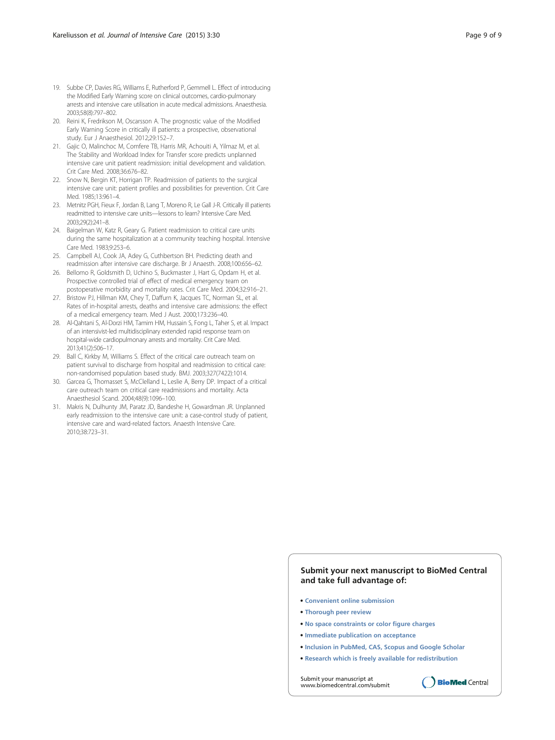19. Subbe CP, Davies RG, Williams E, Rutherford P, Gemmell L. Effect of introducing the Modified Early Warning score on clinical outcomes, cardio-pulmonary arrests and intensive care utilisation in acute medical admissions. Anaesthesia. 2003;58(8):797–802.
20. Reini K, Fredrikson M, Oscarsson A. The prognostic value of the Modified Early Warning Score in critically ill patients: a prospective, observational study. Eur J Anaesthesiol. 2012;29:152–7.
21. Gajic O, Malinchoc M, Comfere TB, Harris MR, Achouiti A, Yilmaz M, et al. The Stability and Workload Index for Transfer score predicts unplanned intensive care unit patient readmission: initial development and validation. Crit Care Med. 2008;36:676–82.
22. Snow N, Bergin KT, Horrigan TP. Readmission of patients to the surgical intensive care unit: patient profiles and possibilities for prevention. Crit Care Med. 1985;13:961–4.
23. Metnitz PGH, Fieux F, Jordan B, Lang T, Moreno R, Le Gall J-R. Critically ill patients readmitted to intensive care units—lessons to learn? Intensive Care Med. 2003;29(2):241–8.
24. Baigelman W, Katz R, Geary G. Patient readmission to critical care units during the same hospitalization at a community teaching hospital. Intensive Care Med. 1983;9:253–6.
25. Campbell AJ, Cook JA, Adey G, Cuthbertson BH. Predicting death and readmission after intensive care discharge. Br J Anaesth. 2008;100:656–62.
26. Bellomo R, Goldsmith D, Uchino S, Buckmaster J, Hart G, Opdam H, et al. Prospective controlled trial of effect of medical emergency team on postoperative morbidity and mortality rates. Crit Care Med. 2004;32:916–21.
27. Bristow PJ, Hillman KM, Chey T, Daffurn K, Jacques TC, Norman SL, et al. Rates of in-hospital arrests, deaths and intensive care admissions: the effect of a medical emergency team. Med J Aust. 2000;173:236–40.
28. Al-Qahtani S, Al-Dorzi HM, Tamim HM, Hussain S, Fong L, Taher S, et al. Impact of an intensivist-led multidisciplinary extended rapid response team on hospital-wide cardiopulmonary arrests and mortality. Crit Care Med. 2013;41(2):506–17.
29. Ball C, Kirkby M, Williams S. Effect of the critical care outreach team on patient survival to discharge from hospital and readmission to critical care: non-randomised population based study. BMJ. 2003;327(7422):1014.
30. Garcea G, Thomasset S, McClelland L, Leslie A, Berry DP. Impact of a critical care outreach team on critical care readmissions and mortality. Acta Anaesthesiol Scand. 2004;48(9):1096–100.
31. Makris N, Dulhunty JM, Paratz JD, Bandeshe H, Gowardman JR. Unplanned early readmission to the intensive care unit: a case-control study of patient, intensive care and ward-related factors. Anaesth Intensive Care. 2010;38:723–31.

**Submit your next manuscript to BioMed Central and take full advantage of:**

- **Convenient online submission**
- **Thorough peer review**
- **No space constraints or color figure charges**
- **Immediate publication on acceptance**
- **Inclusion in PubMed, CAS, Scopus and Google Scholar**
- **Research which is freely available for redistribution**

Submit your manuscript at
www.biomedcentral.com/submit

BioMed Central